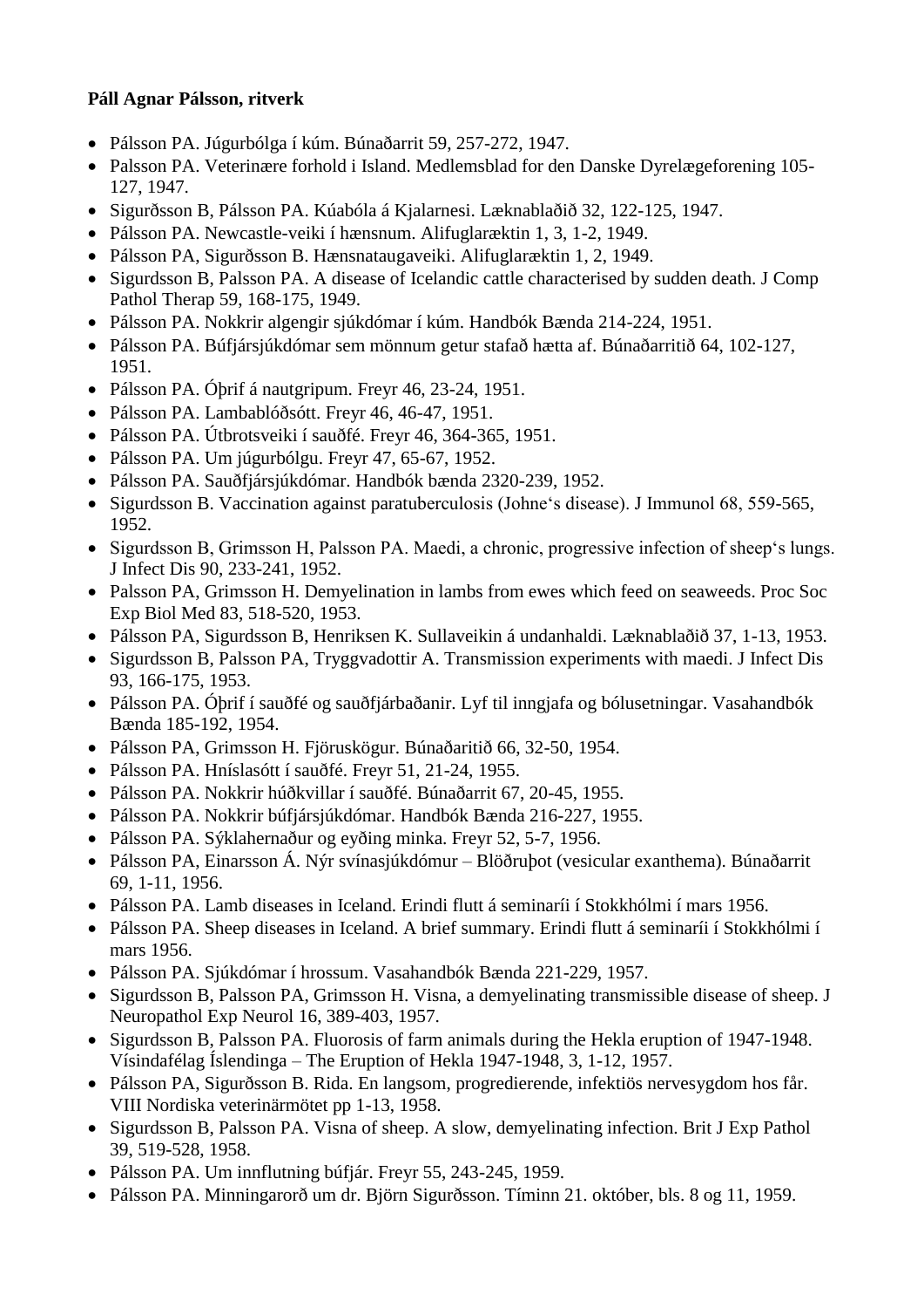**Páll Agnar Pálsson, ritverk**

- Pálsson PA. Júgurbólga í kúm. Búnaðarrit 59, 257-272, 1947.
- Palsson PA. Veterinære forhold i Island. Medlemsblad for den Danske Dyrelægeforening 105-127, 1947.
- Sigurðsson B, Pálsson PA. Kúabóla á Kjalarnesi. Læknablaðið 32, 122-125, 1947.
- Pálsson PA. Newcastle-veiki í hænsnum. Alifuglaræktin 1, 3, 1-2, 1949.
- Pálsson PA, Sigurðsson B. Hænsnataugaveiki. Alifuglaræktin 1, 2, 1949.
- Sigurdsson B, Palsson PA. A disease of Icelandic cattle characterised by sudden death. J Comp Pathol Therap 59, 168-175, 1949.
- Pálsson PA. Nokkrir algengir sjúkdómar í kúm. Handbók Bænda 214-224, 1951.
- Pálsson PA. Búfjársjúkdómar sem mönnum getur stafað hætta af. Búnaðarritið 64, 102-127, 1951.
- Pálsson PA. Óþrif á nautgripum. Freyr 46, 23-24, 1951.
- Pálsson PA. Lambablóðsótt. Freyr 46, 46-47, 1951.
- Pálsson PA. Útbrotsveiki í sauðfé. Freyr 46, 364-365, 1951.
- Pálsson PA. Um júgurbólgu. Freyr 47, 65-67, 1952.
- Pálsson PA. Sauðfjársjúkdómar. Handbók bænda 2320-239, 1952.
- Sigurdsson B. Vaccination against paratuberculosis (Johne's disease). J Immunol 68, 559-565, 1952.
- Sigurdsson B, Grimsson H, Palsson PA. Maedi, a chronic, progressive infection of sheep's lungs. J Infect Dis 90, 233-241, 1952.
- Palsson PA, Grimsson H. Demyelination in lambs from ewes which feed on seaweeds. Proc Soc Exp Biol Med 83, 518-520, 1953.
- Pálsson PA, Sigurdsson B, Henriksen K. Sullaveikin á undanhaldi. Læknablaðið 37, 1-13, 1953.
- Sigurdsson B, Palsson PA, Tryggvadottir A. Transmission experiments with maedi. J Infect Dis 93, 166-175, 1953.
- Pálsson PA. Óþrif í sauðfé og sauðfjárbaðanir. Lyf til inngjafa og bólusetningar. Vasahandbók Bænda 185-192, 1954.
- Pálsson PA, Grimsson H. Fjöruskögur. Búnaðaritið 66, 32-50, 1954.
- Pálsson PA. Hníslasótt í sauðfé. Freyr 51, 21-24, 1955.
- Pálsson PA. Nokkrir húðkvillar í sauðfé. Búnaðarrit 67, 20-45, 1955.
- Pálsson PA. Nokkrir búfjársjúkdómar. Handbók Bænda 216-227, 1955.
- Pálsson PA. Sýklahernaður og eyðing minka. Freyr 52, 5-7, 1956.
- Pálsson PA, Einarsson Á. Nýr svínasjúkdómur – Blöðruþot (vesicular exanthema). Búnaðarrit 69, 1-11, 1956.
- Pálsson PA. Lamb diseases in Iceland. Erindi flutt á seminaríi í Stokkhólmi í mars 1956.
- Pálsson PA. Sheep diseases in Iceland. A brief summary. Erindi flutt á seminaríi í Stokkhólmi í mars 1956.
- Pálsson PA. Sjúkdómar í hrossum. Vasahandbók Bænda 221-229, 1957.
- Sigurdsson B, Palsson PA, Grimsson H. Visna, a demyelinating transmissible disease of sheep. J Neuropathol Exp Neurol 16, 389-403, 1957.
- Sigurdsson B, Palsson PA. Fluorosis of farm animals during the Hekla eruption of 1947-1948. Vísindafélag Íslendinga – The Eruption of Hekla 1947-1948, 3, 1-12, 1957.
- Pálsson PA, Sigurðsson B. Rida. En langsom, progredierende, infektiös nervesygdom hos får. VIII Nordiska veterinärmötet pp 1-13, 1958.
- Sigurdsson B, Palsson PA. Visna of sheep. A slow, demyelinating infection. Brit J Exp Pathol 39, 519-528, 1958.
- Pálsson PA. Um innflutning búfjár. Freyr 55, 243-245, 1959.
- Pálsson PA. Minningarorð um dr. Björn Sigurðsson. Tíminn 21. október, bls. 8 og 11, 1959.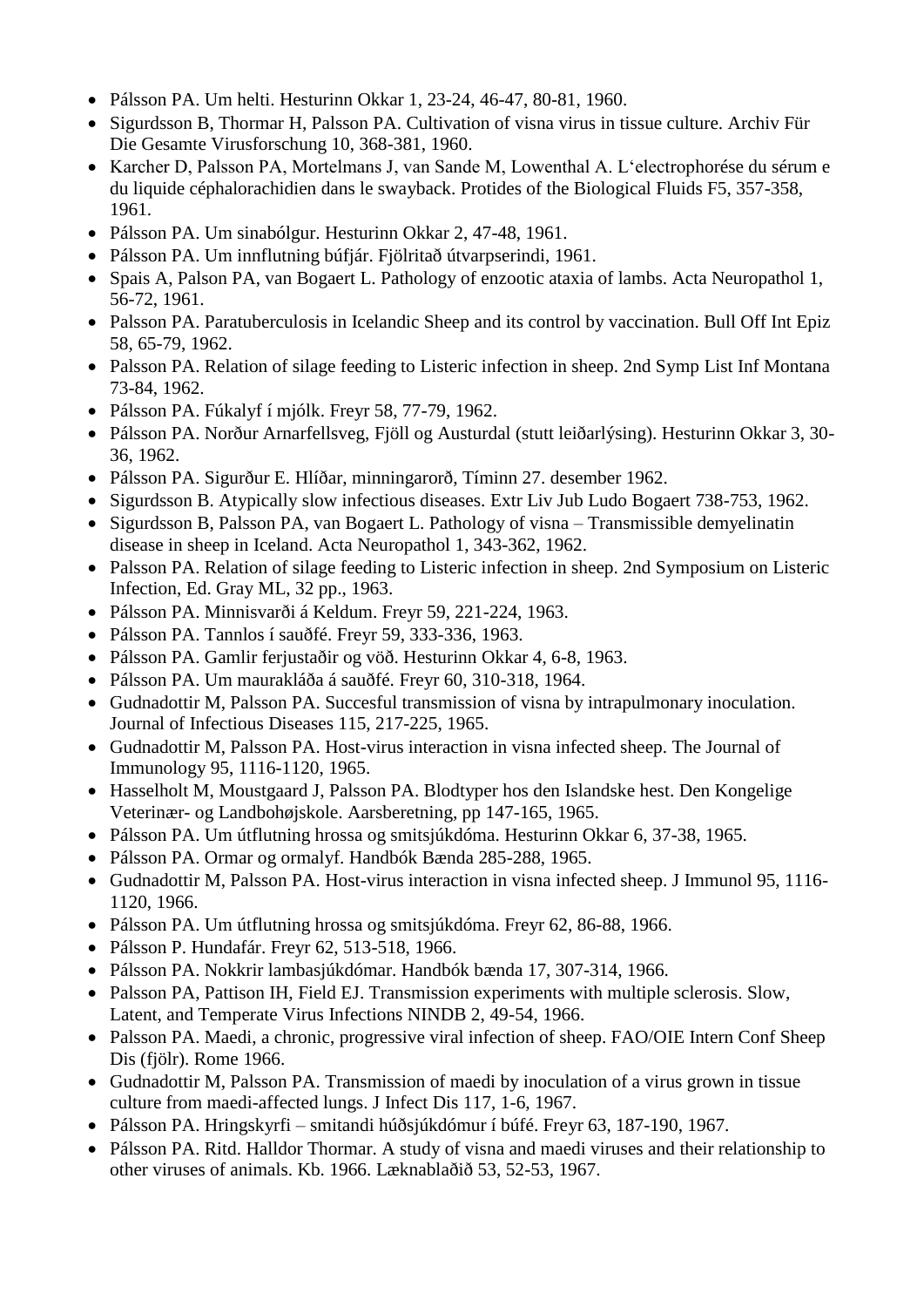- Pálsson PA. Um helti. Hesturinn Okkar 1, 23-24, 46-47, 80-81, 1960.
- Sigurdsson B, Thormar H, Palsson PA. Cultivation of visna virus in tissue culture. Archiv Für Die Gesamte Virusforschung 10, 368-381, 1960.
- Karcher D, Palsson PA, Mortelmans J, van Sande M, Lowenthal A. L'electrophorése du sérum e du liquide céphalorachidien dans le swayback. Protides of the Biological Fluids F5, 357-358, 1961.
- Pálsson PA. Um sinabólgur. Hesturinn Okkar 2, 47-48, 1961.
- Pálsson PA. Um innflutning búfjár. Fjölritað útvarpserindi, 1961.
- Spais A, Palson PA, van Bogaert L. Pathology of enzootic ataxia of lambs. Acta Neuropathol 1, 56-72, 1961.
- Palsson PA. Paratuberculosis in Icelandic Sheep and its control by vaccination. Bull Off Int Epiz 58, 65-79, 1962.
- Palsson PA. Relation of silage feeding to Listeric infection in sheep. 2nd Symp List Inf Montana 73-84, 1962.
- Pálsson PA. Fúkalyf í mjólk. Freyr 58, 77-79, 1962.
- Pálsson PA. Norður Arnarfellsveg, Fjöll og Austurdal (stutt leiðarlýsing). Hesturinn Okkar 3, 30-36, 1962.
- Pálsson PA. Sigurður E. Hlíðar, minningarorð, Tíminn 27. desember 1962.
- Sigurdsson B. Atypically slow infectious diseases. Extr Liv Jub Ludo Bogaert 738-753, 1962.
- Sigurdsson B, Palsson PA, van Bogaert L. Pathology of visna – Transmissible demyelinatin disease in sheep in Iceland. Acta Neuropathol 1, 343-362, 1962.
- Palsson PA. Relation of silage feeding to Listeric infection in sheep. 2nd Symposium on Listeric Infection, Ed. Gray ML, 32 pp., 1963.
- Pálsson PA. Minnisvarði á Keldum. Freyr 59, 221-224, 1963.
- Pálsson PA. Tannlos í sauðfé. Freyr 59, 333-336, 1963.
- Pálsson PA. Gamlir ferjustaðir og vöð. Hesturinn Okkar 4, 6-8, 1963.
- Pálsson PA. Um maurakláða á sauðfé. Freyr 60, 310-318, 1964.
- Gudnadottir M, Palsson PA. Succesful transmission of visna by intrapulmonary inoculation. Journal of Infectious Diseases 115, 217-225, 1965.
- Gudnadottir M, Palsson PA. Host-virus interaction in visna infected sheep. The Journal of Immunology 95, 1116-1120, 1965.
- Hasselholt M, Moustgaard J, Palsson PA. Blodtyper hos den Islandske hest. Den Kongelige Veterinær- og Landbohøjskole. Aarsberetning, pp 147-165, 1965.
- Pálsson PA. Um útflutning hrossa og smitsjúkdóma. Hesturinn Okkar 6, 37-38, 1965.
- Pálsson PA. Ormar og ormalyf. Handbók Bænda 285-288, 1965.
- Gudnadottir M, Palsson PA. Host-virus interaction in visna infected sheep. J Immunol 95, 1116-1120, 1966.
- Pálsson PA. Um útflutning hrossa og smitsjúkdóma. Freyr 62, 86-88, 1966.
- Pálsson P. Hundafár. Freyr 62, 513-518, 1966.
- Pálsson PA. Nokkrir lambasjúkdómar. Handbók bænda 17, 307-314, 1966.
- Palsson PA, Pattison IH, Field EJ. Transmission experiments with multiple sclerosis. Slow, Latent, and Temperate Virus Infections NINDB 2, 49-54, 1966.
- Palsson PA. Maedi, a chronic, progressive viral infection of sheep. FAO/OIE Intern Conf Sheep Dis (fjölr). Rome 1966.
- Gudnadottir M, Palsson PA. Transmission of maedi by inoculation of a virus grown in tissue culture from maedi-affected lungs. J Infect Dis 117, 1-6, 1967.
- Pálsson PA. Hringskyrfi – smitandi húðsjúkdómur í búfé. Freyr 63, 187-190, 1967.
- Pálsson PA. Ritd. Halldor Thormar. A study of visna and maedi viruses and their relationship to other viruses of animals. Kb. 1966. Læknablaðið 53, 52-53, 1967.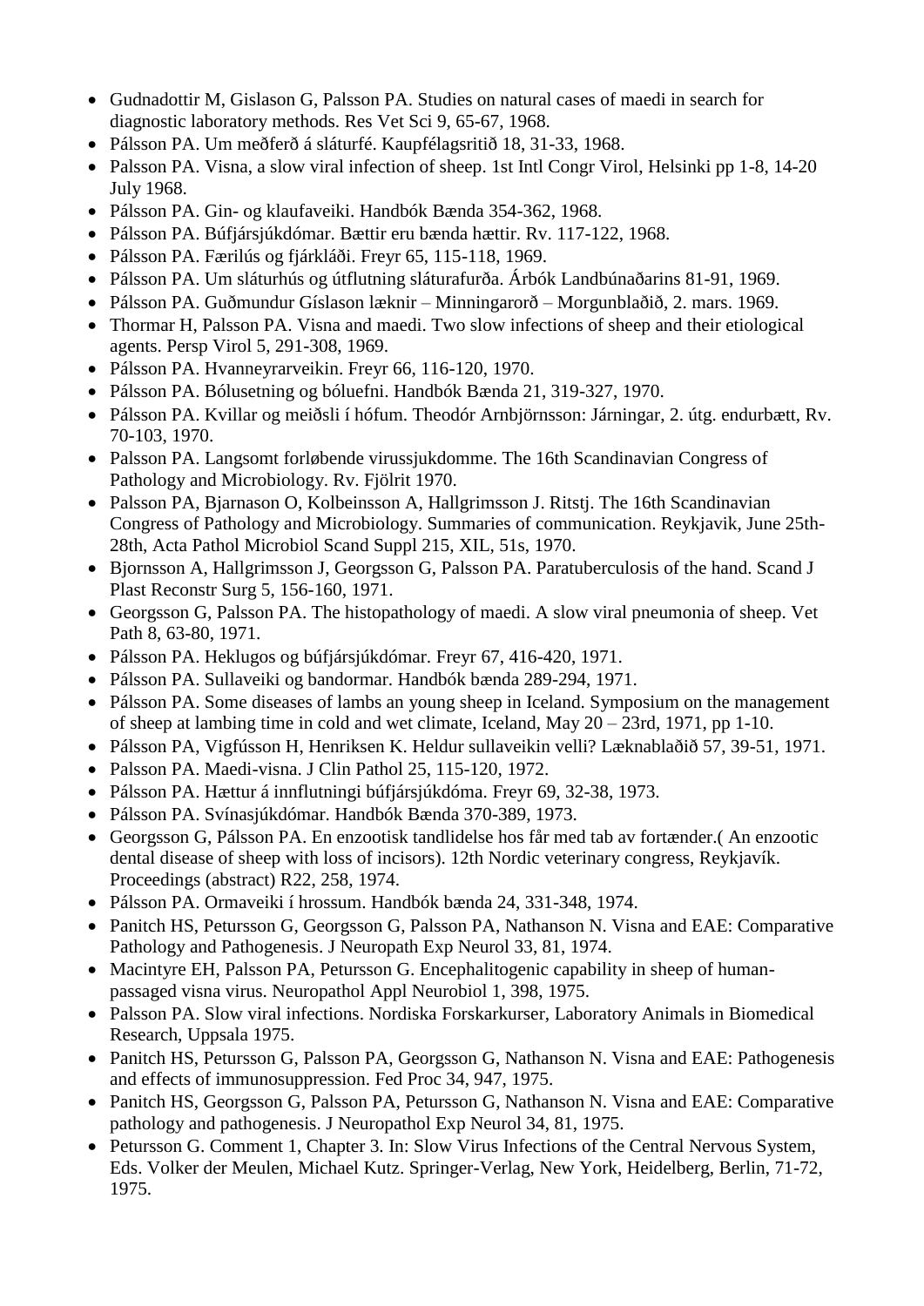- Gudnadottir M, Gislason G, Palsson PA. Studies on natural cases of maedi in search for diagnostic laboratory methods. Res Vet Sci 9, 65-67, 1968.
- Pálsson PA. Um meðferð á sláturfé. Kaupfélagsritið 18, 31-33, 1968.
- Palsson PA. Visna, a slow viral infection of sheep. 1st Intl Congr Virol, Helsinki pp 1-8, 14-20 July 1968.
- Pálsson PA. Gin- og klaufaveiki. Handbók Bænda 354-362, 1968.
- Pálsson PA. Búfjársjúkdómar. Bættir eru bænda hættir. Rv. 117-122, 1968.
- Pálsson PA. Færilús og fjárkláði. Freyr 65, 115-118, 1969.
- Pálsson PA. Um sláturhús og útflutning sláturafurða. Árbók Landbúnaðarins 81-91, 1969.
- Pálsson PA. Guðmundur Gíslason læknir – Minningarorð – Morgunblaðið, 2. mars. 1969.
- Thormar H, Palsson PA. Visna and maedi. Two slow infections of sheep and their etiological agents. Persp Virol 5, 291-308, 1969.
- Pálsson PA. Hvanneyrarveikin. Freyr 66, 116-120, 1970.
- Pálsson PA. Bólusetning og bóluefni. Handbók Bænda 21, 319-327, 1970.
- Pálsson PA. Kvillar og meiðsli í hófum. Theodór Arnbjörnsson: Járningar, 2. útg. endurbætt, Rv. 70-103, 1970.
- Palsson PA. Langsomt forløbende virussjukdomme. The 16th Scandinavian Congress of Pathology and Microbiology. Rv. Fjölrit 1970.
- Palsson PA, Bjarnason O, Kolbeinsson A, Hallgrimsson J. Ritstj. The 16th Scandinavian Congress of Pathology and Microbiology. Summaries of communication. Reykjavik, June 25th-28th, Acta Pathol Microbiol Scand Suppl 215, XIL, 51s, 1970.
- Bjornsson A, Hallgrimsson J, Georgsson G, Palsson PA. Paratuberculosis of the hand. Scand J Plast Reconstr Surg 5, 156-160, 1971.
- Georgsson G, Palsson PA. The histopathology of maedi. A slow viral pneumonia of sheep. Vet Path 8, 63-80, 1971.
- Pálsson PA. Heklugos og búfjársjúkdómar. Freyr 67, 416-420, 1971.
- Pálsson PA. Sullaveiki og bandormar. Handbók bænda 289-294, 1971.
- Pálsson PA. Some diseases of lambs an young sheep in Iceland. Symposium on the management of sheep at lambing time in cold and wet climate, Iceland, May 20 – 23rd, 1971, pp 1-10.
- Pálsson PA, Vigfússon H, Henriksen K. Heldur sullaveikin velli? Læknablaðið 57, 39-51, 1971.
- Palsson PA. Maedi-visna. J Clin Pathol 25, 115-120, 1972.
- Pálsson PA. Hættur á innflutningi búfjársjúkdóma. Freyr 69, 32-38, 1973.
- Pálsson PA. Svínasjúkdómar. Handbók Bænda 370-389, 1973.
- Georgsson G, Pálsson PA. En enzootisk tandlidelse hos får med tab av fortænder.( An enzootic dental disease of sheep with loss of incisors). 12th Nordic veterinary congress, Reykjavík. Proceedings (abstract) R22, 258, 1974.
- Pálsson PA. Ormaveiki í hrossum. Handbók bænda 24, 331-348, 1974.
- Panitch HS, Petursson G, Georgsson G, Palsson PA, Nathanson N. Visna and EAE: Comparative Pathology and Pathogenesis. J Neuropath Exp Neurol 33, 81, 1974.
- Macintyre EH, Palsson PA, Petursson G. Encephalitogenic capability in sheep of human-passaged visna virus. Neuropathol Appl Neurobiol 1, 398, 1975.
- Palsson PA. Slow viral infections. Nordiska Forskarkurser, Laboratory Animals in Biomedical Research, Uppsala 1975.
- Panitch HS, Petursson G, Palsson PA, Georgsson G, Nathanson N. Visna and EAE: Pathogenesis and effects of immunosuppression. Fed Proc 34, 947, 1975.
- Panitch HS, Georgsson G, Palsson PA, Petursson G, Nathanson N. Visna and EAE: Comparative pathology and pathogenesis. J Neuropathol Exp Neurol 34, 81, 1975.
- Petursson G. Comment 1, Chapter 3. In: Slow Virus Infections of the Central Nervous System, Eds. Volker der Meulen, Michael Kutz. Springer-Verlag, New York, Heidelberg, Berlin, 71-72, 1975.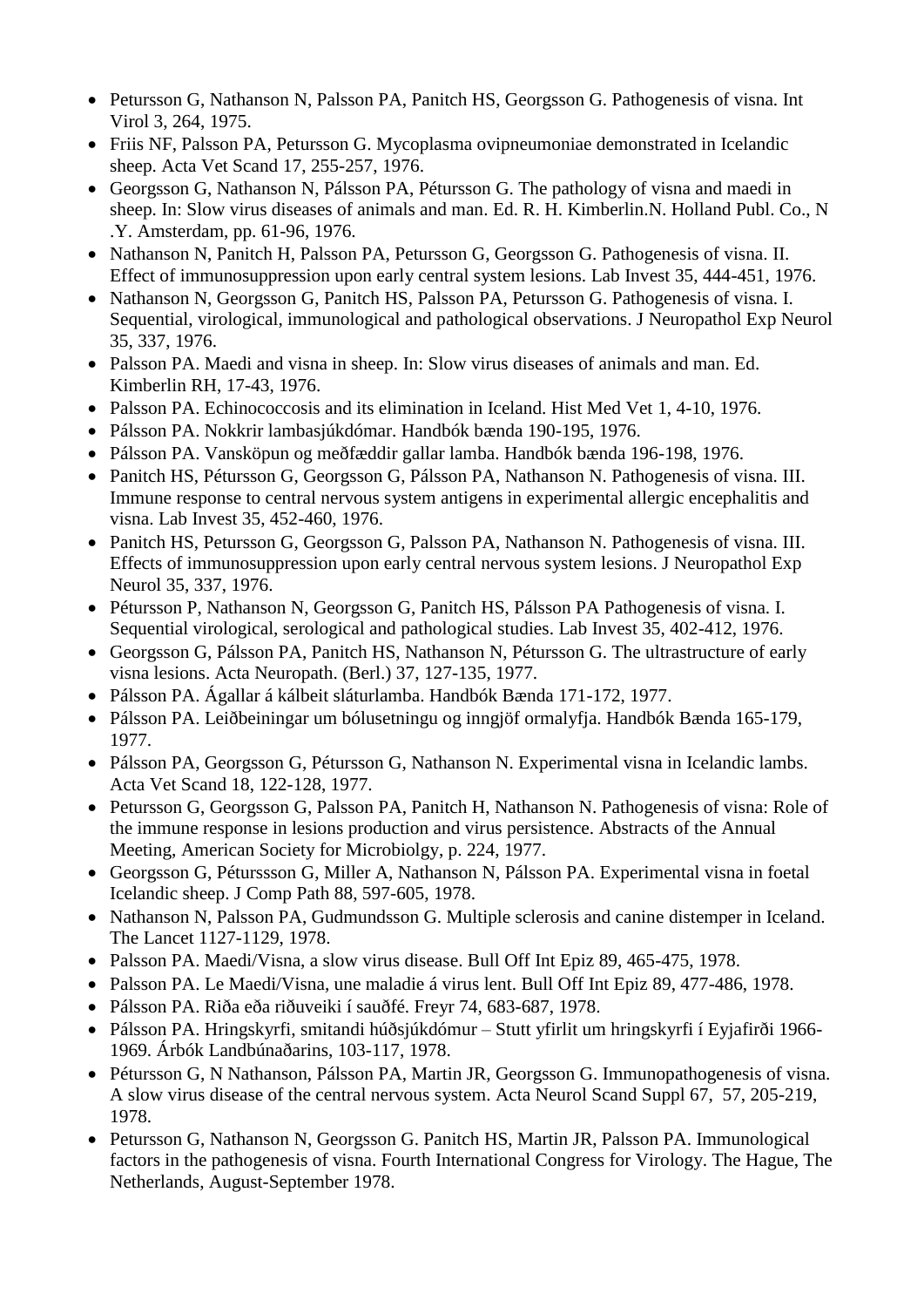- Petursson G, Nathanson N, Palsson PA, Panitch HS, Georgsson G. Pathogenesis of visna. Int Virol 3, 264, 1975.
- Friis NF, Palsson PA, Petursson G. Mycoplasma ovipneumoniae demonstrated in Icelandic sheep. Acta Vet Scand 17, 255-257, 1976.
- Georgsson G, Nathanson N, Pálsson PA, Pétursson G. The pathology of visna and maedi in sheep. In: Slow virus diseases of animals and man. Ed. R. H. Kimberlin.N. Holland Publ. Co., N .Y. Amsterdam, pp. 61-96, 1976.
- Nathanson N, Panitch H, Palsson PA, Petursson G, Georgsson G. Pathogenesis of visna. II. Effect of immunosuppression upon early central system lesions. Lab Invest 35, 444-451, 1976.
- Nathanson N, Georgsson G, Panitch HS, Palsson PA, Petursson G. Pathogenesis of visna. I. Sequential, virological, immunological and pathological observations. J Neuropathol Exp Neurol 35, 337, 1976.
- Palsson PA. Maedi and visna in sheep. In: Slow virus diseases of animals and man. Ed. Kimberlin RH, 17-43, 1976.
- Palsson PA. Echinococcosis and its elimination in Iceland. Hist Med Vet 1, 4-10, 1976.
- Pálsson PA. Nokkrir lambasjúkdómar. Handbók bænda 190-195, 1976.
- Pálsson PA. Vanskӧpun og meðfæddir gallar lamba. Handbók bænda 196-198, 1976.
- Panitch HS, Pétursson G, Georgsson G, Pálsson PA, Nathanson N. Pathogenesis of visna. III. Immune response to central nervous system antigens in experimental allergic encephalitis and visna. Lab Invest 35, 452-460, 1976.
- Panitch HS, Petursson G, Georgsson G, Palsson PA, Nathanson N. Pathogenesis of visna. III. Effects of immunosuppression upon early central nervous system lesions. J Neuropathol Exp Neurol 35, 337, 1976.
- Pétursson P, Nathanson N, Georgsson G, Panitch HS, Pálsson PA Pathogenesis of visna. I. Sequential virological, serological and pathological studies. Lab Invest 35, 402-412, 1976.
- Georgsson G, Pálsson PA, Panitch HS, Nathanson N, Pétursson G. The ultrastructure of early visna lesions. Acta Neuropath. (Berl.) 37, 127-135, 1977.
- Pálsson PA. Ágallar á kálbeit sláturlamba. Handbók Bænda 171-172, 1977.
- Pálsson PA. Leiðbeiningar um bólusetningu og inngjöf ormalyfja. Handbók Bænda 165-179, 1977.
- Pálsson PA, Georgsson G, Pétursson G, Nathanson N. Experimental visna in Icelandic lambs. Acta Vet Scand 18, 122-128, 1977.
- Petursson G, Georgsson G, Palsson PA, Panitch H, Nathanson N. Pathogenesis of visna: Role of the immune response in lesions production and virus persistence. Abstracts of the Annual Meeting, American Society for Microbiolgy, p. 224, 1977.
- Georgsson G, Pétursssson G, Miller A, Nathanson N, Pálsson PA. Experimental visna in foetal Icelandic sheep. J Comp Path 88, 597-605, 1978.
- Nathanson N, Palsson PA, Gudmundsson G. Multiple sclerosis and canine distemper in Iceland. The Lancet 1127-1129, 1978.
- Palsson PA. Maedi/Visna, a slow virus disease. Bull Off Int Epiz 89, 465-475, 1978.
- Palsson PA. Le Maedi/Visna, une maladie á virus lent. Bull Off Int Epiz 89, 477-486, 1978.
- Pálsson PA. Riða eða riðuveiki í sauðfé. Freyr 74, 683-687, 1978.
- Pálsson PA. Hringskyrfi, smitandi húðsjúkdómur – Stutt yfirlit um hringskyrfi í Eyjafirði 1966-1969. Árbók Landbúnaðarins, 103-117, 1978.
- Pétursson G, N Nathanson, Pálsson PA, Martin JR, Georgsson G. Immunopathogenesis of visna. A slow virus disease of the central nervous system. Acta Neurol Scand Suppl 67, 57, 205-219, 1978.
- Petursson G, Nathanson N, Georgsson G. Panitch HS, Martin JR, Palsson PA. Immunological factors in the pathogenesis of visna. Fourth International Congress for Virology. The Hague, The Netherlands, August-September 1978.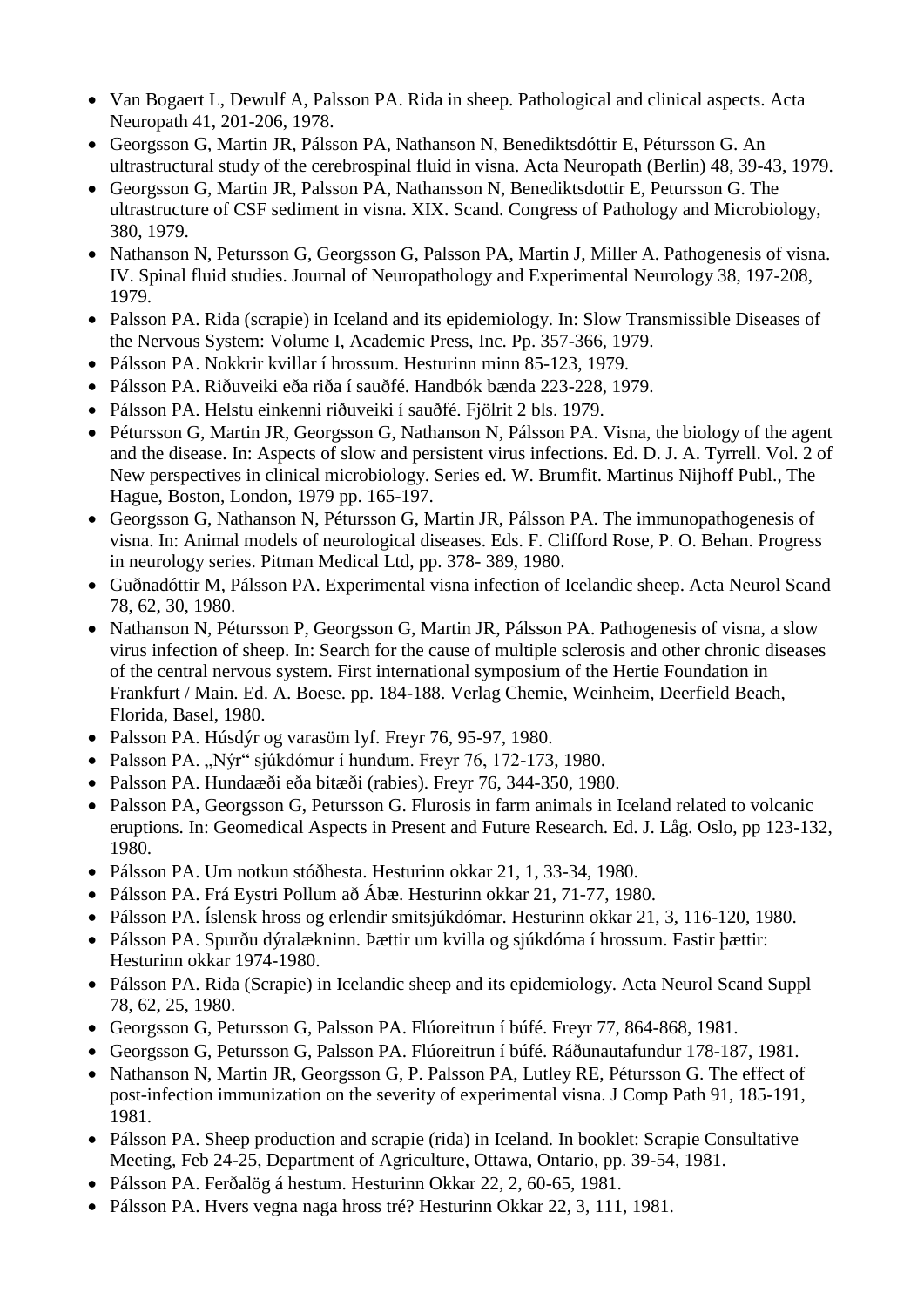- Van Bogaert L, Dewulf A, Palsson PA. Rida in sheep. Pathological and clinical aspects. Acta Neuropath 41, 201-206, 1978.
- Georgsson G, Martin JR, Pálsson PA, Nathanson N, Benediktsdóttir E, Pétursson G. An ultrastructural study of the cerebrospinal fluid in visna. Acta Neuropath (Berlin) 48, 39-43, 1979.
- Georgsson G, Martin JR, Palsson PA, Nathansson N, Benediktsdottir E, Petursson G. The ultrastructure of CSF sediment in visna. XIX. Scand. Congress of Pathology and Microbiology, 380, 1979.
- Nathanson N, Petursson G, Georgsson G, Palsson PA, Martin J, Miller A. Pathogenesis of visna. IV. Spinal fluid studies. Journal of Neuropathology and Experimental Neurology 38, 197-208, 1979.
- Palsson PA. Rida (scrapie) in Iceland and its epidemiology. In: Slow Transmissible Diseases of the Nervous System: Volume I, Academic Press, Inc. Pp. 357-366, 1979.
- Pálsson PA. Nokkrir kvillar í hrossum. Hesturinn minn 85-123, 1979.
- Pálsson PA. Riðuveiki eða riða í sauðfé. Handbók bænda 223-228, 1979.
- Pálsson PA. Helstu einkenni riðuveiki í sauðfé. Fjölrit 2 bls. 1979.
- Pétursson G, Martin JR, Georgsson G, Nathanson N, Pálsson PA. Visna, the biology of the agent and the disease. In: Aspects of slow and persistent virus infections. Ed. D. J. A. Tyrrell. Vol. 2 of New perspectives in clinical microbiology. Series ed. W. Brumfit. Martinus Nijhoff Publ., The Hague, Boston, London, 1979 pp. 165-197.
- Georgsson G, Nathanson N, Pétursson G, Martin JR, Pálsson PA. The immunopathogenesis of visna. In: Animal models of neurological diseases. Eds. F. Clifford Rose, P. O. Behan. Progress in neurology series. Pitman Medical Ltd, pp. 378- 389, 1980.
- Guðnadóttir M, Pálsson PA. Experimental visna infection of Icelandic sheep. Acta Neurol Scand 78, 62, 30, 1980.
- Nathanson N, Pétursson P, Georgsson G, Martin JR, Pálsson PA. Pathogenesis of visna, a slow virus infection of sheep. In: Search for the cause of multiple sclerosis and other chronic diseases of the central nervous system. First international symposium of the Hertie Foundation in Frankfurt / Main. Ed. A. Boese. pp. 184-188. Verlag Chemie, Weinheim, Deerfield Beach, Florida, Basel, 1980.
- Palsson PA. Húsdýr og varasöm lyf. Freyr 76, 95-97, 1980.
- Palsson PA. „Nýr" sjúkdómur í hundum. Freyr 76, 172-173, 1980.
- Palsson PA. Hundaæði eða bitæði (rabies). Freyr 76, 344-350, 1980.
- Palsson PA, Georgsson G, Petursson G. Flurosis in farm animals in Iceland related to volcanic eruptions. In: Geomedical Aspects in Present and Future Research. Ed. J. Låg. Oslo, pp 123-132, 1980.
- Pálsson PA. Um notkun stóðhesta. Hesturinn okkar 21, 1, 33-34, 1980.
- Pálsson PA. Frá Eystri Pollum að Ábæ. Hesturinn okkar 21, 71-77, 1980.
- Pálsson PA. Íslensk hross og erlendir smitsjúkdómar. Hesturinn okkar 21, 3, 116-120, 1980.
- Pálsson PA. Spurðu dýralækninn. Þættir um kvilla og sjúkdóma í hrossum. Fastir þættir: Hesturinn okkar 1974-1980.
- Pálsson PA. Rida (Scrapie) in Icelandic sheep and its epidemiology. Acta Neurol Scand Suppl 78, 62, 25, 1980.
- Georgsson G, Petursson G, Palsson PA. Flúoreitrun í búfé. Freyr 77, 864-868, 1981.
- Georgsson G, Petursson G, Palsson PA. Flúoreitrun í búfé. Ráðunautafundur 178-187, 1981.
- Nathanson N, Martin JR, Georgsson G, P. Palsson PA, Lutley RE, Pétursson G. The effect of post-infection immunization on the severity of experimental visna. J Comp Path 91, 185-191, 1981.
- Pálsson PA. Sheep production and scrapie (rida) in Iceland. In booklet: Scrapie Consultative Meeting, Feb 24-25, Department of Agriculture, Ottawa, Ontario, pp. 39-54, 1981.
- Pálsson PA. Ferðalög á hestum. Hesturinn Okkar 22, 2, 60-65, 1981.
- Pálsson PA. Hvers vegna naga hross tré? Hesturinn Okkar 22, 3, 111, 1981.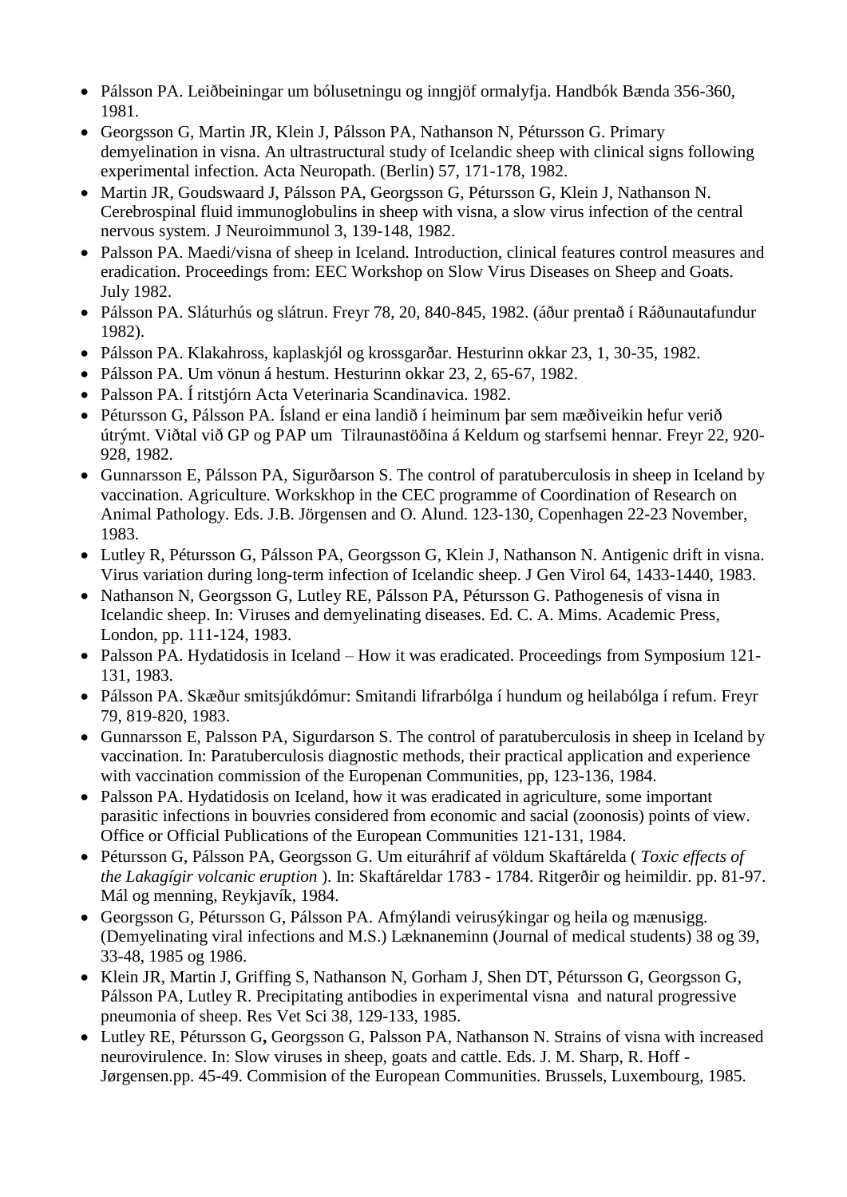- Pálsson PA. Leiðbeiningar um bólusetningu og inngjöf ormalyfja. Handbók Bænda 356-360, 1981.
- Georgsson G, Martin JR, Klein J, Pálsson PA, Nathanson N, Pétursson G. Primary demyelination in visna. An ultrastructural study of Icelandic sheep with clinical signs following experimental infection. Acta Neuropath. (Berlin) 57, 171-178, 1982.
- Martin JR, Goudswaard J, Pálsson PA, Georgsson G, Pétursson G, Klein J, Nathanson N. Cerebrospinal fluid immunoglobulins in sheep with visna, a slow virus infection of the central nervous system. J Neuroimmunol 3, 139-148, 1982.
- Palsson PA. Maedi/visna of sheep in Iceland. Introduction, clinical features control measures and eradication. Proceedings from: EEC Workshop on Slow Virus Diseases on Sheep and Goats. July 1982.
- Pálsson PA. Sláturhús og slátrun. Freyr 78, 20, 840-845, 1982. (áður prentað í Ráðunautafundur 1982).
- Pálsson PA. Klakahross, kaplaskjól og krossgarðar. Hesturinn okkar 23, 1, 30-35, 1982.
- Pálsson PA. Um vönun á hestum. Hesturinn okkar 23, 2, 65-67, 1982.
- Palsson PA. Í ritstjórn Acta Veterinaria Scandinavica. 1982.
- Pétursson G, Pálsson PA. Ísland er eina landið í heiminum þar sem mæðiveikin hefur verið útrýmt. Viðtal við GP og PAP um Tilraunastöðina á Keldum og starfsemi hennar. Freyr 22, 920-928, 1982.
- Gunnarsson E, Pálsson PA, Sigurðarson S. The control of paratuberculosis in sheep in Iceland by vaccination. Agriculture. Workskhop in the CEC programme of Coordination of Research on Animal Pathology. Eds. J.B. Jörgensen and O. Alund. 123-130, Copenhagen 22-23 November, 1983.
- Lutley R, Pétursson G, Pálsson PA, Georgsson G, Klein J, Nathanson N. Antigenic drift in visna. Virus variation during long-term infection of Icelandic sheep. J Gen Virol 64, 1433-1440, 1983.
- Nathanson N, Georgsson G, Lutley RE, Pálsson PA, Pétursson G. Pathogenesis of visna in Icelandic sheep. In: Viruses and demyelinating diseases. Ed. C. A. Mims. Academic Press, London, pp. 111-124, 1983.
- Palsson PA. Hydatidosis in Iceland – How it was eradicated. Proceedings from Symposium 121-131, 1983.
- Pálsson PA. Skæður smitsjúkdómur: Smitandi lifrarbólga í hundum og heilabólga í refum. Freyr 79, 819-820, 1983.
- Gunnarsson E, Palsson PA, Sigurdarson S. The control of paratuberculosis in sheep in Iceland by vaccination. In: Paratuberculosis diagnostic methods, their practical application and experience with vaccination commission of the Europenan Communities, pp, 123-136, 1984.
- Palsson PA. Hydatidosis on Iceland, how it was eradicated in agriculture, some important parasitic infections in bouvries considered from economic and sacial (zoonosis) points of view. Office or Official Publications of the European Communities 121-131, 1984.
- Pétursson G, Pálsson PA, Georgsson G. Um eituráhrif af völdum Skaftárelda ( *Toxic effects of the Lakagígir volcanic eruption* ). In: Skaftáreldar 1783 - 1784. Ritgerðir og heimildir. pp. 81-97. Mál og menning, Reykjavík, 1984.
- Georgsson G, Pétursson G, Pálsson PA. Afmýlandi veirusýkingar og heila og mænusigg. (Demyelinating viral infections and M.S.) Læknaneminn (Journal of medical students) 38 og 39, 33-48, 1985 og 1986.
- Klein JR, Martin J, Griffing S, Nathanson N, Gorham J, Shen DT, Pétursson G, Georgsson G, Pálsson PA, Lutley R. Precipitating antibodies in experimental visna and natural progressive pneumonia of sheep. Res Vet Sci 38, 129-133, 1985.
- Lutley RE, Pétursson G**,** Georgsson G, Palsson PA, Nathanson N. Strains of visna with increased neurovirulence. In: Slow viruses in sheep, goats and cattle. Eds. J. M. Sharp, R. Hoff - Jørgensen.pp. 45-49. Commision of the European Communities. Brussels, Luxembourg, 1985.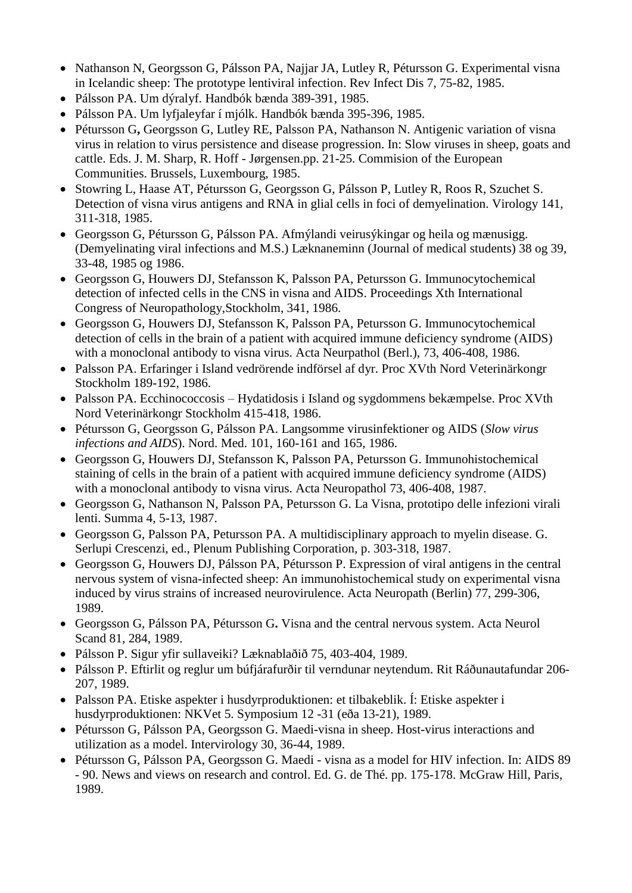- Nathanson N, Georgsson G, Pálsson PA, Najjar JA, Lutley R, Pétursson G. Experimental visna in Icelandic sheep: The prototype lentiviral infection. Rev Infect Dis 7, 75-82, 1985.
- Pálsson PA. Um dýralyf. Handbók bænda 389-391, 1985.
- Pálsson PA. Um lyfjaleyfar í mjólk. Handbók bænda 395-396, 1985.
- Pétursson G**,** Georgsson G, Lutley RE, Palsson PA, Nathanson N. Antigenic variation of visna virus in relation to virus persistence and disease progression. In: Slow viruses in sheep, goats and cattle. Eds. J. M. Sharp, R. Hoff - Jørgensen.pp. 21-25. Commision of the European Communities. Brussels, Luxembourg, 1985.
- Stowring L, Haase AT, Pétursson G, Georgsson G, Pálsson P, Lutley R, Roos R, Szuchet S. Detection of visna virus antigens and RNA in glial cells in foci of demyelination. Virology 141, 311-318, 1985.
- Georgsson G, Pétursson G, Pálsson PA. Afmýlandi veirusýkingar og heila og mænusigg. (Demyelinating viral infections and M.S.) Læknaneminn (Journal of medical students) 38 og 39, 33-48, 1985 og 1986.
- Georgsson G, Houwers DJ, Stefansson K, Palsson PA, Petursson G. Immunocytochemical detection of infected cells in the CNS in visna and AIDS. Proceedings Xth International Congress of Neuropathology,Stockholm, 341, 1986.
- Georgsson G, Houwers DJ, Stefansson K, Palsson PA, Petursson G. Immunocytochemical detection of cells in the brain of a patient with acquired immune deficiency syndrome (AIDS) with a monoclonal antibody to visna virus. Acta Neurpathol (Berl.), 73, 406-408, 1986.
- Palsson PA. Erfaringer i Island vedrörende indförsel af dyr. Proc XVth Nord Veterinärkongr Stockholm 189-192, 1986.
- Palsson PA. Ecchinococcosis – Hydatidosis i Island og sygdommens bekæmpelse. Proc XVth Nord Veterinärkongr Stockholm 415-418, 1986.
- Pétursson G, Georgsson G, Pálsson PA. Langsomme virusinfektioner og AIDS (*Slow virus infections and AIDS*). Nord. Med. 101, 160-161 and 165, 1986.
- Georgsson G, Houwers DJ, Stefansson K, Palsson PA, Petursson G. Immunohistochemical staining of cells in the brain of a patient with acquired immune deficiency syndrome (AIDS) with a monoclonal antibody to visna virus. Acta Neuropathol 73, 406-408, 1987.
- Georgsson G, Nathanson N, Palsson PA, Petursson G. La Visna, prototipo delle infezioni virali lenti. Summa 4, 5-13, 1987.
- Georgsson G, Palsson PA, Petursson PA. A multidisciplinary approach to myelin disease. G. Serlupi Crescenzi, ed., Plenum Publishing Corporation, p. 303-318, 1987.
- Georgsson G, Houwers DJ, Pálsson PA, Pétursson P. Expression of viral antigens in the central nervous system of visna-infected sheep: An immunohistochemical study on experimental visna induced by virus strains of increased neurovirulence. Acta Neuropath (Berlin) 77, 299-306, 1989.
- Georgsson G, Pálsson PA, Pétursson G**.** Visna and the central nervous system. Acta Neurol Scand 81, 284, 1989.
- Pálsson P. Sigur yfir sullaveiki? Læknablaðið 75, 403-404, 1989.
- Pálsson P. Eftirlit og reglur um búfjárafurðir til verndunar neytendum. Rit Ráðunautafundar 206-207, 1989.
- Palsson PA. Etiske aspekter i husdyrproduktionen: et tilbakeblik. Í: Etiske aspekter i husdyrproduktionen: NKVet 5. Symposium 12 -31 (eða 13-21), 1989.
- Pétursson G, Pálsson PA, Georgsson G. Maedi-visna in sheep. Host-virus interactions and utilization as a model. Intervirology 30, 36-44, 1989.
- Pétursson G, Pálsson PA, Georgsson G. Maedi - visna as a model for HIV infection. In: AIDS 89 - 90. News and views on research and control. Ed. G. de Thé. pp. 175-178. McGraw Hill, Paris, 1989.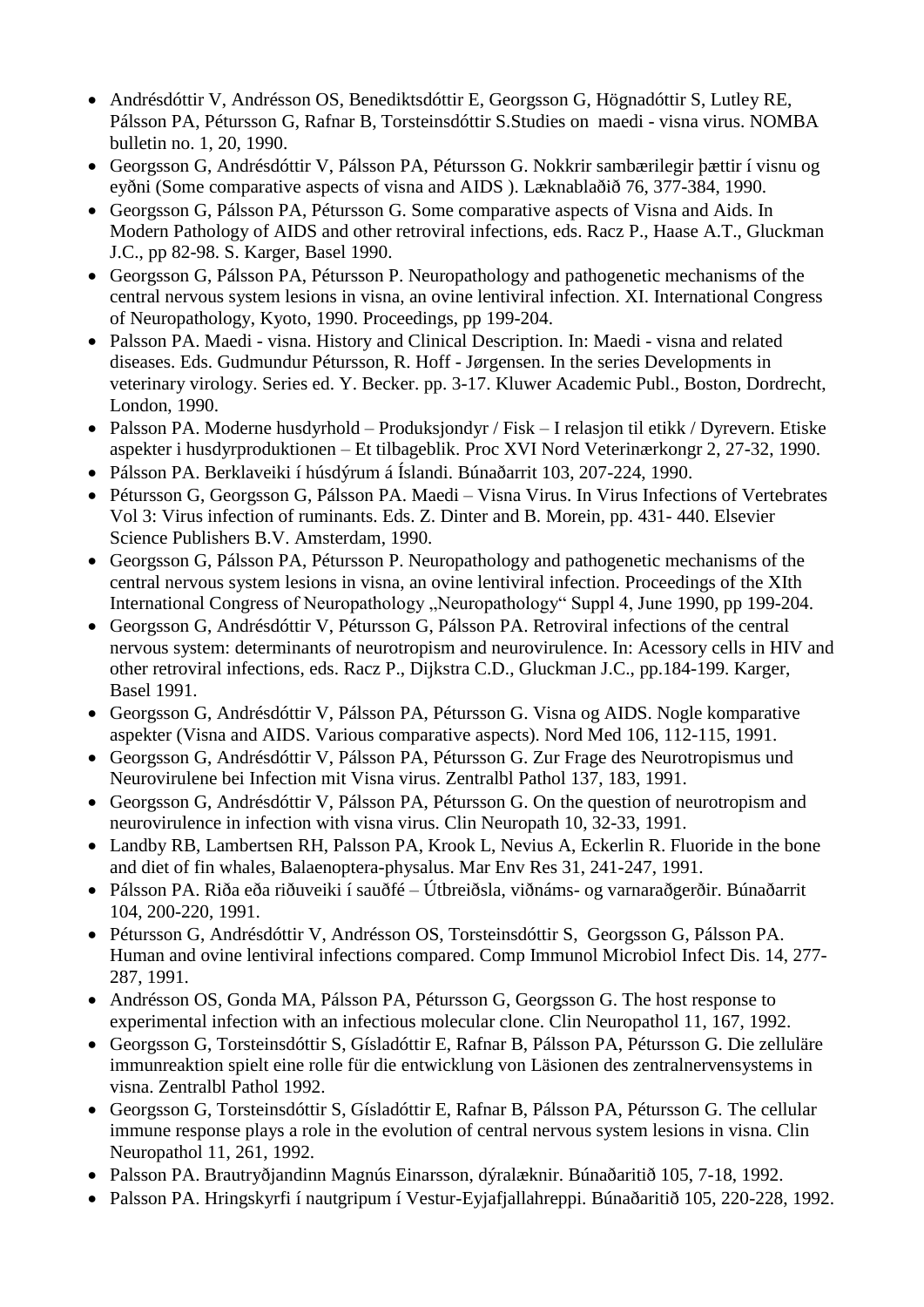- Andrésdóttir V, Andrésson OS, Benediktsdóttir E, Georgsson G, Högnadóttir S, Lutley RE, Pálsson PA, Pétursson G, Rafnar B, Torsteinsdóttir S.Studies on  maedi - visna virus. NOMBA bulletin no. 1, 20, 1990.
- Georgsson G, Andrésdóttir V, Pálsson PA, Pétursson G. Nokkrir sambærilegir þættir í visnu og eyðni (Some comparative aspects of visna and AIDS ). Læknablaðið 76, 377-384, 1990.
- Georgsson G, Pálsson PA, Pétursson G. Some comparative aspects of Visna and Aids. In Modern Pathology of AIDS and other retroviral infections, eds. Racz P., Haase A.T., Gluckman J.C., pp 82-98. S. Karger, Basel 1990.
- Georgsson G, Pálsson PA, Pétursson P. Neuropathology and pathogenetic mechanisms of the central nervous system lesions in visna, an ovine lentiviral infection. XI. International Congress of Neuropathology, Kyoto, 1990. Proceedings, pp 199-204.
- Palsson PA. Maedi - visna. History and Clinical Description. In: Maedi - visna and related diseases. Eds. Gudmundur Pétursson, R. Hoff - Jørgensen. In the series Developments in veterinary virology. Series ed. Y. Becker. pp. 3-17. Kluwer Academic Publ., Boston, Dordrecht, London, 1990.
- Palsson PA. Moderne husdyrhold – Produksjondyr / Fisk – I relasjon til etikk / Dyrevern. Etiske aspekter i husdyrproduktionen – Et tilbageblik. Proc XVI Nord Veterinærkongr 2, 27-32, 1990.
- Pálsson PA. Berklaveiki í húsdýrum á Íslandi. Búnaðarrit 103, 207-224, 1990.
- Pétursson G, Georgsson G, Pálsson PA. Maedi – Visna Virus. In Virus Infections of Vertebrates Vol 3: Virus infection of ruminants. Eds. Z. Dinter and B. Morein, pp. 431- 440. Elsevier Science Publishers B.V. Amsterdam, 1990.
- Georgsson G, Pálsson PA, Pétursson P. Neuropathology and pathogenetic mechanisms of the central nervous system lesions in visna, an ovine lentiviral infection. Proceedings of the XIth International Congress of Neuropathology „Neuropathology" Suppl 4, June 1990, pp 199-204.
- Georgsson G, Andrésdóttir V, Pétursson G, Pálsson PA. Retroviral infections of the central nervous system: determinants of neurotropism and neurovirulence. In: Acessory cells in HIV and other retroviral infections, eds. Racz P., Dijkstra C.D., Gluckman J.C., pp.184-199. Karger, Basel 1991.
- Georgsson G, Andrésdóttir V, Pálsson PA, Pétursson G. Visna og AIDS. Nogle komparative aspekter (Visna and AIDS. Various comparative aspects). Nord Med 106, 112-115, 1991.
- Georgsson G, Andrésdóttir V, Pálsson PA, Pétursson G. Zur Frage des Neurotropismus und Neurovirulene bei Infection mit Visna virus. Zentralbl Pathol 137, 183, 1991.
- Georgsson G, Andrésdóttir V, Pálsson PA, Pétursson G. On the question of neurotropism and neurovirulence in infection with visna virus. Clin Neuropath 10, 32-33, 1991.
- Landby RB, Lambertsen RH, Palsson PA, Krook L, Nevius A, Eckerlin R. Fluoride in the bone and diet of fin whales, Balaenoptera-physalus. Mar Env Res 31, 241-247, 1991.
- Pálsson PA. Riða eða riðuveiki í sauðfé – Útbreiðsla, viðnáms- og varnaraðgerðir. Búnaðarrit 104, 200-220, 1991.
- Pétursson G, Andrésdóttir V, Andrésson OS, Torsteinsdóttir S,  Georgsson G, Pálsson PA. Human and ovine lentiviral infections compared. Comp Immunol Microbiol Infect Dis. 14, 277-287, 1991.
- Andrésson OS, Gonda MA, Pálsson PA, Pétursson G, Georgsson G. The host response to experimental infection with an infectious molecular clone. Clin Neuropathol 11, 167, 1992.
- Georgsson G, Torsteinsdóttir S, Gísladóttir E, Rafnar B, Pálsson PA, Pétursson G. Die zelluläre immunreaktion spielt eine rolle für die entwicklung von Läsionen des zentralnervensystems in visna. Zentralbl Pathol 1992.
- Georgsson G, Torsteinsdóttir S, Gísladóttir E, Rafnar B, Pálsson PA, Pétursson G. The cellular immune response plays a role in the evolution of central nervous system lesions in visna. Clin Neuropathol 11, 261, 1992.
- Palsson PA. Brautryðjandinn Magnús Einarsson, dýralæknir. Búnaðaritið 105, 7-18, 1992.
- Palsson PA. Hringskyrfi í nautgripum í Vestur-Eyjafjallahreppi. Búnaðaritið 105, 220-228, 1992.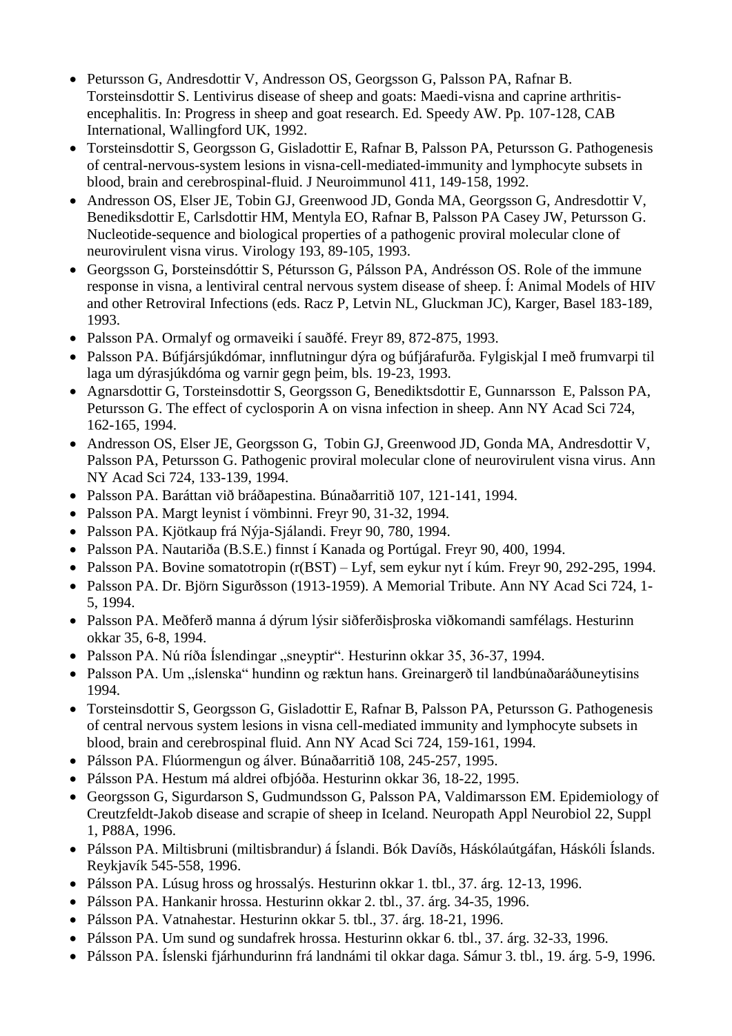- Petursson G, Andresdottir V, Andresson OS, Georgsson G, Palsson PA, Rafnar B. Torsteinsdottir S. Lentivirus disease of sheep and goats: Maedi-visna and caprine arthritis-encephalitis. In: Progress in sheep and goat research. Ed. Speedy AW. Pp. 107-128, CAB International, Wallingford UK, 1992.
- Torsteinsdottir S, Georgsson G, Gisladottir E, Rafnar B, Palsson PA, Petursson G. Pathogenesis of central-nervous-system lesions in visna-cell-mediated-immunity and lymphocyte subsets in blood, brain and cerebrospinal-fluid. J Neuroimmunol 411, 149-158, 1992.
- Andresson OS, Elser JE, Tobin GJ, Greenwood JD, Gonda MA, Georgsson G, Andresdottir V, Benediksdottir E, Carlsdottir HM, Mentyla EO, Rafnar B, Palsson PA Casey JW, Petursson G. Nucleotide-sequence and biological properties of a pathogenic proviral molecular clone of neurovirulent visna virus. Virology 193, 89-105, 1993.
- Georgsson G, Þorsteinsdóttir S, Pétursson G, Pálsson PA, Andrésson OS. Role of the immune response in visna, a lentiviral central nervous system disease of sheep. Í: Animal Models of HIV and other Retroviral Infections (eds. Racz P, Letvin NL, Gluckman JC), Karger, Basel 183-189, 1993.
- Palsson PA. Ormalyf og ormaveiki í sauðfé. Freyr 89, 872-875, 1993.
- Palsson PA. Búfjársjúkdómar, innflutningur dýra og búfjárafurða. Fylgiskjal I með frumvarpi til laga um dýrasjúkdóma og varnir gegn þeim, bls. 19-23, 1993.
- Agnarsdottir G, Torsteinsdottir S, Georgsson G, Benediktsdottir E, Gunnarsson E, Palsson PA, Petursson G. The effect of cyclosporin A on visna infection in sheep. Ann NY Acad Sci 724, 162-165, 1994.
- Andresson OS, Elser JE, Georgsson G, Tobin GJ, Greenwood JD, Gonda MA, Andresdottir V, Palsson PA, Petursson G. Pathogenic proviral molecular clone of neurovirulent visna virus. Ann NY Acad Sci 724, 133-139, 1994.
- Palsson PA. Baráttan við bráðapestina. Búnaðarritið 107, 121-141, 1994.
- Palsson PA. Margt leynist í vömbinni. Freyr 90, 31-32, 1994.
- Palsson PA. Kjötkaup frá Nýja-Sjálandi. Freyr 90, 780, 1994.
- Palsson PA. Nautariða (B.S.E.) finnst í Kanada og Portúgal. Freyr 90, 400, 1994.
- Palsson PA. Bovine somatotropin (r(BST) – Lyf, sem eykur nyt í kúm. Freyr 90, 292-295, 1994.
- Palsson PA. Dr. Björn Sigurðsson (1913-1959). A Memorial Tribute. Ann NY Acad Sci 724, 1-5, 1994.
- Palsson PA. Meðferð manna á dýrum lýsir siðferðisþroska viðkomandi samfélags. Hesturinn okkar 35, 6-8, 1994.
- Palsson PA. Nú ríða Íslendingar „sneyptir". Hesturinn okkar 35, 36-37, 1994.
- Palsson PA. Um „íslenska" hundinn og ræktun hans. Greinargerð til landbúnaðaráðuneytisins 1994.
- Torsteinsdottir S, Georgsson G, Gisladottir E, Rafnar B, Palsson PA, Petursson G. Pathogenesis of central nervous system lesions in visna cell-mediated immunity and lymphocyte subsets in blood, brain and cerebrospinal fluid. Ann NY Acad Sci 724, 159-161, 1994.
- Pálsson PA. Flúormengun og álver. Búnaðarritið 108, 245-257, 1995.
- Pálsson PA. Hestum má aldrei ofbjóða. Hesturinn okkar 36, 18-22, 1995.
- Georgsson G, Sigurdarson S, Gudmundsson G, Palsson PA, Valdimarsson EM. Epidemiology of Creutzfeldt-Jakob disease and scrapie of sheep in Iceland. Neuropath Appl Neurobiol 22, Suppl 1, P88A, 1996.
- Pálsson PA. Miltisbruni (miltisbrandur) á Íslandi. Bók Davíðs, Háskólaútgáfan, Háskóli Íslands. Reykjavík 545-558, 1996.
- Pálsson PA. Lúsug hross og hrossalýs. Hesturinn okkar 1. tbl., 37. árg. 12-13, 1996.
- Pálsson PA. Hankanir hrossa. Hesturinn okkar 2. tbl., 37. árg. 34-35, 1996.
- Pálsson PA. Vatnahestar. Hesturinn okkar 5. tbl., 37. árg. 18-21, 1996.
- Pálsson PA. Um sund og sundafrek hrossa. Hesturinn okkar 6. tbl., 37. árg. 32-33, 1996.
- Pálsson PA. Íslenski fjárhundurinn frá landnámi til okkar daga. Sámur 3. tbl., 19. árg. 5-9, 1996.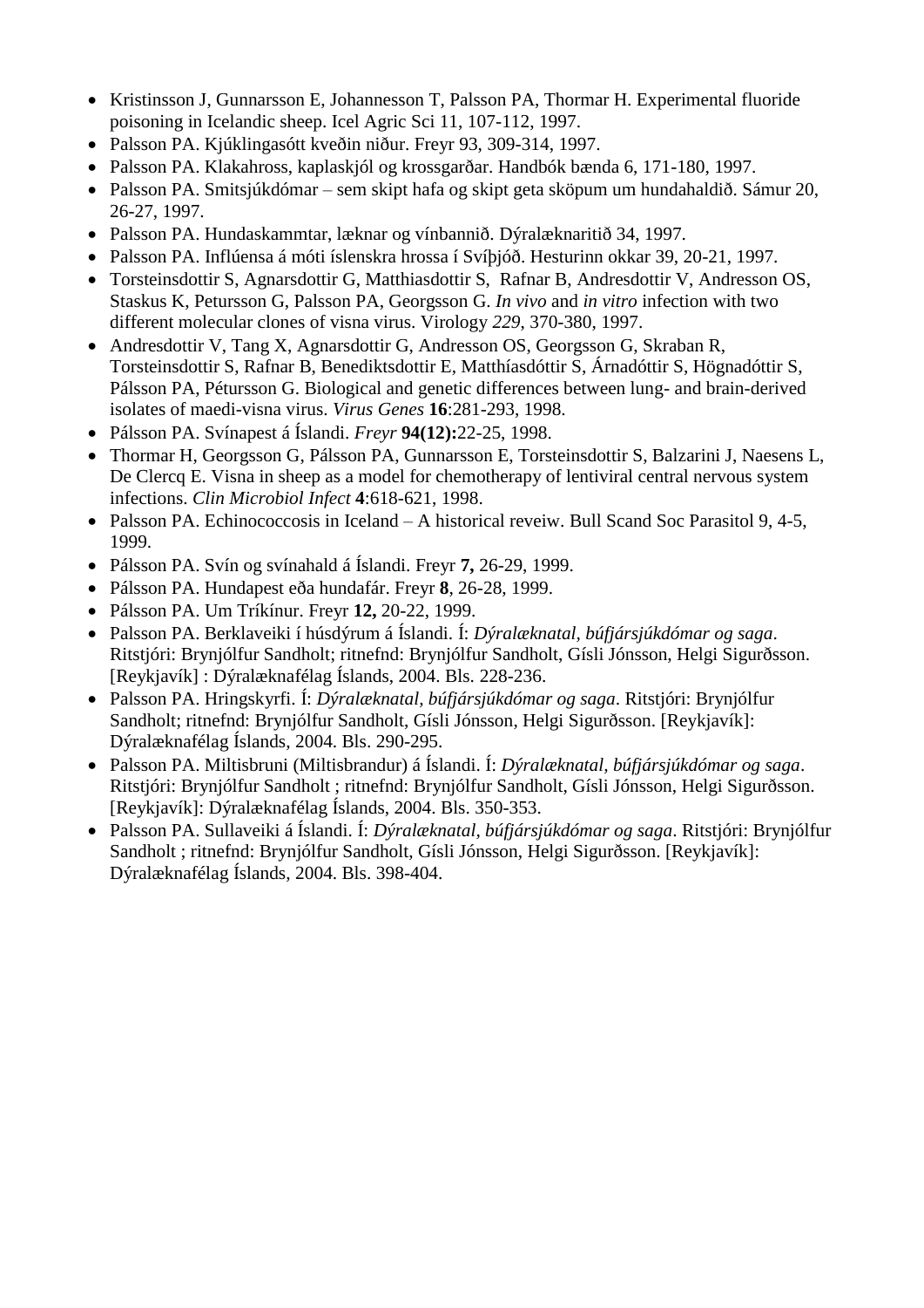- Kristinsson J, Gunnarsson E, Johannesson T, Palsson PA, Thormar H. Experimental fluoride poisoning in Icelandic sheep. Icel Agric Sci 11, 107-112, 1997.
- Palsson PA. Kjúklingasótt kveðin niður. Freyr 93, 309-314, 1997.
- Palsson PA. Klakahross, kaplaskjól og krossgarðar. Handbók bænda 6, 171-180, 1997.
- Palsson PA. Smitsjúkdómar – sem skipt hafa og skipt geta sköpum um hundahaldið. Sámur 20, 26-27, 1997.
- Palsson PA. Hundaskammtar, læknar og vínbannið. Dýralæknaritið 34, 1997.
- Palsson PA. Inflúensa á móti íslenskra hrossa í Svíþjóð. Hesturinn okkar 39, 20-21, 1997.
- Torsteinsdottir S, Agnarsdottir G, Matthiasdottir S, Rafnar B, Andresdottir V, Andresson OS, Staskus K, Petursson G, Palsson PA, Georgsson G. *In vivo* and *in vitro* infection with two different molecular clones of visna virus. Virology *229*, 370-380, 1997.
- Andresdottir V, Tang X, Agnarsdottir G, Andresson OS, Georgsson G, Skraban R, Torsteinsdottir S, Rafnar B, Benediktsdottir E, Matthíasdóttir S, Árnadóttir S, Högnadóttir S, Pálsson PA, Pétursson G. Biological and genetic differences between lung- and brain-derived isolates of maedi-visna virus. *Virus Genes* **16**:281-293, 1998.
- Pálsson PA. Svínapest á Íslandi. *Freyr* **94(12):**22-25, 1998.
- Thormar H, Georgsson G, Pálsson PA, Gunnarsson E, Torsteinsdottir S, Balzarini J, Naesens L, De Clercq E. Visna in sheep as a model for chemotherapy of lentiviral central nervous system infections. *Clin Microbiol Infect* **4**:618-621, 1998.
- Palsson PA. Echinococcosis in Iceland – A historical reveiw. Bull Scand Soc Parasitol 9, 4-5, 1999.
- Pálsson PA. Svín og svínahald á Íslandi. Freyr **7,** 26-29, 1999.
- Pálsson PA. Hundapest eða hundafár. Freyr **8**, 26-28, 1999.
- Pálsson PA. Um Tríkínur. Freyr **12,** 20-22, 1999.
- Palsson PA. Berklaveiki í húsdýrum á Íslandi. Í: *Dýralæknatal, búfjársjúkdómar og saga*. Ritstjóri: Brynjólfur Sandholt; ritnefnd: Brynjólfur Sandholt, Gísli Jónsson, Helgi Sigurðsson. [Reykjavík] : Dýralæknafélag Íslands, 2004. Bls. 228-236.
- Palsson PA. Hringskyrfi. Í: *Dýralæknatal, búfjársjúkdómar og saga*. Ritstjóri: Brynjólfur Sandholt; ritnefnd: Brynjólfur Sandholt, Gísli Jónsson, Helgi Sigurðsson. [Reykjavík]: Dýralæknafélag Íslands, 2004. Bls. 290-295.
- Palsson PA. Miltisbruni (Miltisbrandur) á Íslandi. Í: *Dýralæknatal, búfjársjúkdómar og saga*. Ritstjóri: Brynjólfur Sandholt ; ritnefnd: Brynjólfur Sandholt, Gísli Jónsson, Helgi Sigurðsson. [Reykjavík]: Dýralæknafélag Íslands, 2004. Bls. 350-353.
- Palsson PA. Sullaveiki á Íslandi. Í: *Dýralæknatal, búfjársjúkdómar og saga*. Ritstjóri: Brynjólfur Sandholt ; ritnefnd: Brynjólfur Sandholt, Gísli Jónsson, Helgi Sigurðsson. [Reykjavík]: Dýralæknafélag Íslands, 2004. Bls. 398-404.